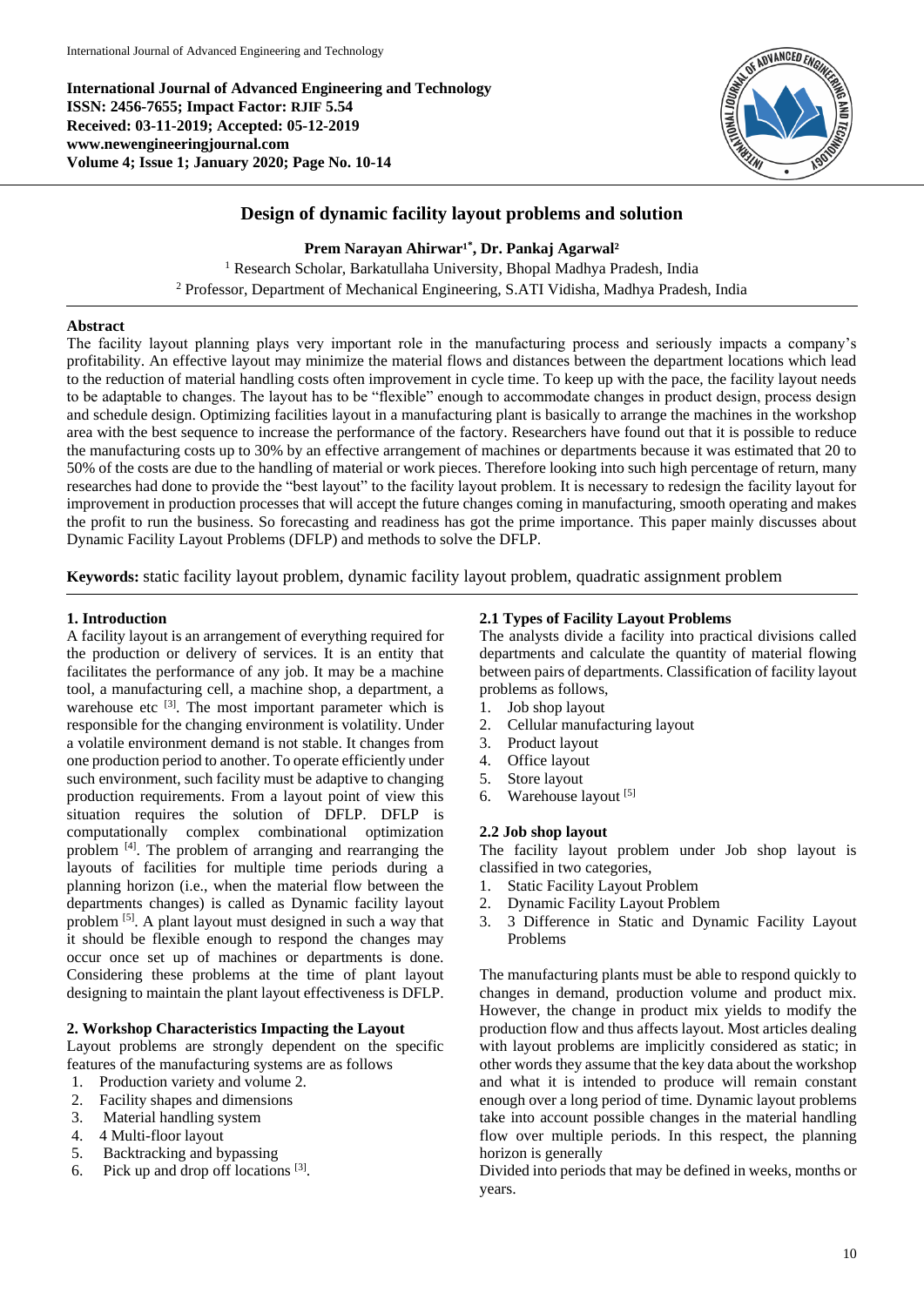**International Journal of Advanced Engineering and Technology**
**ISSN: 2456-7655; Impact Factor: RJIF 5.54**
**Received: 03-11-2019; Accepted: 05-12-2019**
**www.newengineeringjournal.com**
**Volume 4; Issue 1; January 2020; Page No. 10-14**

# Design of dynamic facility layout problems and solution

**Prem Narayan Ahirwar[1*], Dr. Pankaj Agarwal[2]**

[1] Research Scholar, Barkatullaha University, Bhopal Madhya Pradesh, India
[2] Professor, Department of Mechanical Engineering, S.ATI Vidisha, Madhya Pradesh, India

## Abstract

The facility layout planning plays very important role in the manufacturing process and seriously impacts a company's profitability. An effective layout may minimize the material flows and distances between the department locations which lead to the reduction of material handling costs often improvement in cycle time. To keep up with the pace, the facility layout needs to be adaptable to changes. The layout has to be "flexible" enough to accommodate changes in product design, process design and schedule design. Optimizing facilities layout in a manufacturing plant is basically to arrange the machines in the workshop area with the best sequence to increase the performance of the factory. Researchers have found out that it is possible to reduce the manufacturing costs up to 30% by an effective arrangement of machines or departments because it was estimated that 20 to 50% of the costs are due to the handling of material or work pieces. Therefore looking into such high percentage of return, many researches had done to provide the "best layout" to the facility layout problem. It is necessary to redesign the facility layout for improvement in production processes that will accept the future changes coming in manufacturing, smooth operating and makes the profit to run the business. So forecasting and readiness has got the prime importance. This paper mainly discusses about Dynamic Facility Layout Problems (DFLP) and methods to solve the DFLP.

**Keywords:** static facility layout problem, dynamic facility layout problem, quadratic assignment problem

## 1. Introduction

A facility layout is an arrangement of everything required for the production or delivery of services. It is an entity that facilitates the performance of any job. It may be a machine tool, a manufacturing cell, a machine shop, a department, a warehouse etc [3]. The most important parameter which is responsible for the changing environment is volatility. Under a volatile environment demand is not stable. It changes from one production period to another. To operate efficiently under such environment, such facility must be adaptive to changing production requirements. From a layout point of view this situation requires the solution of DFLP. DFLP is computationally complex combinational optimization problem [4]. The problem of arranging and rearranging the layouts of facilities for multiple time periods during a planning horizon (i.e., when the material flow between the departments changes) is called as Dynamic facility layout problem [5]. A plant layout must designed in such a way that it should be flexible enough to respond the changes may occur once set up of machines or departments is done. Considering these problems at the time of plant layout designing to maintain the plant layout effectiveness is DFLP.

## 2. Workshop Characteristics Impacting the Layout

Layout problems are strongly dependent on the specific features of the manufacturing systems are as follows

1. Production variety and volume 2.
2. Facility shapes and dimensions
3. Material handling system
4. 4 Multi-floor layout
5. Backtracking and bypassing
6. Pick up and drop off locations [3].

### 2.1 Types of Facility Layout Problems

The analysts divide a facility into practical divisions called departments and calculate the quantity of material flowing between pairs of departments. Classification of facility layout problems as follows,

1. Job shop layout
2. Cellular manufacturing layout
3. Product layout
4. Office layout
5. Store layout
6. Warehouse layout [5]

### 2.2 Job shop layout

The facility layout problem under Job shop layout is classified in two categories,

1. Static Facility Layout Problem
2. Dynamic Facility Layout Problem
3. 3 Difference in Static and Dynamic Facility Layout Problems

The manufacturing plants must be able to respond quickly to changes in demand, production volume and product mix. However, the change in product mix yields to modify the production flow and thus affects layout. Most articles dealing with layout problems are implicitly considered as static; in other words they assume that the key data about the workshop and what it is intended to produce will remain constant enough over a long period of time. Dynamic layout problems take into account possible changes in the material handling flow over multiple periods. In this respect, the planning horizon is generally

Divided into periods that may be defined in weeks, months or years.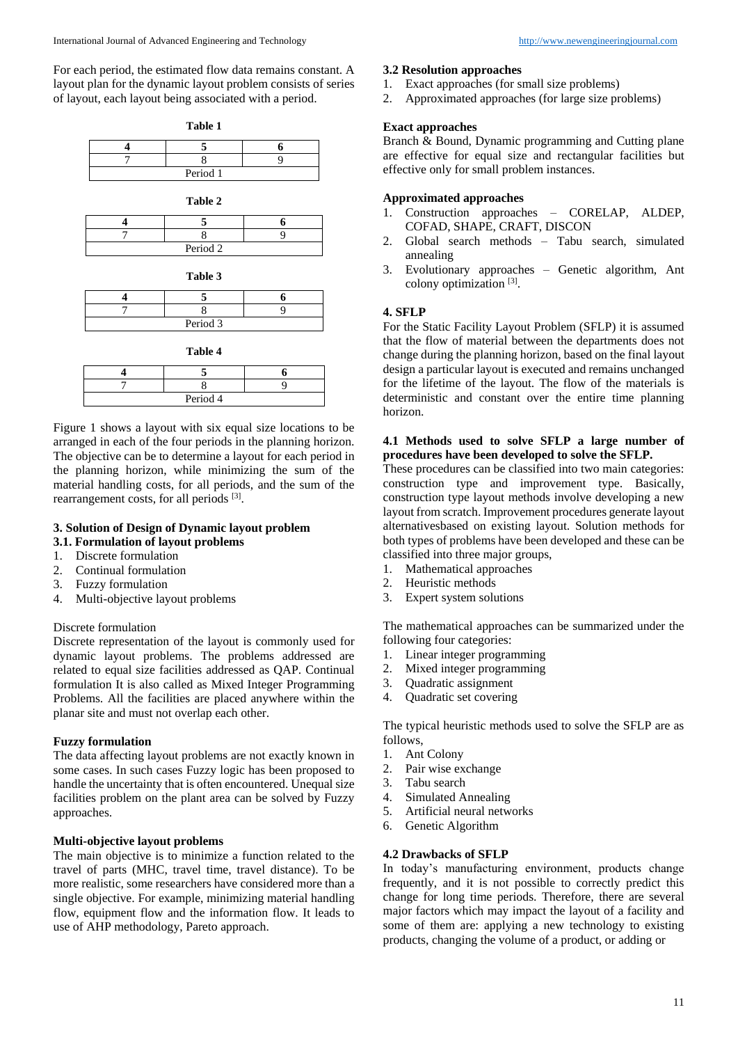For each period, the estimated flow data remains constant. A layout plan for the dynamic layout problem consists of series of layout, each layout being associated with a period.

**Table 1**

| 4 | 5 | 6 |
|---|---|---|
| 7 | 8 | 9 |
| Period 1 | | |

**Table 2**

| 4 | 5 | 6 |
|---|---|---|
| 7 | 8 | 9 |
| Period 2 | | |

**Table 3**

| 4 | 5 | 6 |
|---|---|---|
| 7 | 8 | 9 |
| Period 3 | | |

**Table 4**

| 4 | 5 | 6 |
|---|---|---|
| 7 | 8 | 9 |
| Period 4 | | |

Figure 1 shows a layout with six equal size locations to be arranged in each of the four periods in the planning horizon. The objective can be to determine a layout for each period in the planning horizon, while minimizing the sum of the material handling costs, for all periods, and the sum of the rearrangement costs, for all periods [3].

### 3. Solution of Design of Dynamic layout problem

### 3.1. Formulation of layout problems

1. Discrete formulation
2. Continual formulation
3. Fuzzy formulation
4. Multi-objective layout problems

Discrete formulation

Discrete representation of the layout is commonly used for dynamic layout problems. The problems addressed are related to equal size facilities addressed as QAP. Continual formulation It is also called as Mixed Integer Programming Problems. All the facilities are placed anywhere within the planar site and must not overlap each other.

**Fuzzy formulation**

The data affecting layout problems are not exactly known in some cases. In such cases Fuzzy logic has been proposed to handle the uncertainty that is often encountered. Unequal size facilities problem on the plant area can be solved by Fuzzy approaches.

**Multi-objective layout problems**

The main objective is to minimize a function related to the travel of parts (MHC, travel time, travel distance). To be more realistic, some researchers have considered more than a single objective. For example, minimizing material handling flow, equipment flow and the information flow. It leads to use of AHP methodology, Pareto approach.

### 3.2 Resolution approaches

1. Exact approaches (for small size problems)
2. Approximated approaches (for large size problems)

**Exact approaches**

Branch & Bound, Dynamic programming and Cutting plane are effective for equal size and rectangular facilities but effective only for small problem instances.

**Approximated approaches**

1. Construction approaches – CORELAP, ALDEP, COFAD, SHAPE, CRAFT, DISCON
2. Global search methods – Tabu search, simulated annealing
3. Evolutionary approaches – Genetic algorithm, Ant colony optimization [3].

## 4. SFLP

For the Static Facility Layout Problem (SFLP) it is assumed that the flow of material between the departments does not change during the planning horizon, based on the final layout design a particular layout is executed and remains unchanged for the lifetime of the layout. The flow of the materials is deterministic and constant over the entire time planning horizon.

### 4.1 Methods used to solve SFLP a large number of procedures have been developed to solve the SFLP.

These procedures can be classified into two main categories: construction type and improvement type. Basically, construction type layout methods involve developing a new layout from scratch. Improvement procedures generate layout alternativesbased on existing layout. Solution methods for both types of problems have been developed and these can be classified into three major groups,

1. Mathematical approaches
2. Heuristic methods
3. Expert system solutions

The mathematical approaches can be summarized under the following four categories:

1. Linear integer programming
2. Mixed integer programming
3. Quadratic assignment
4. Quadratic set covering

The typical heuristic methods used to solve the SFLP are as follows,

1. Ant Colony
2. Pair wise exchange
3. Tabu search
4. Simulated Annealing
5. Artificial neural networks
6. Genetic Algorithm

### 4.2 Drawbacks of SFLP

In today's manufacturing environment, products change frequently, and it is not possible to correctly predict this change for long time periods. Therefore, there are several major factors which may impact the layout of a facility and some of them are: applying a new technology to existing products, changing the volume of a product, or adding or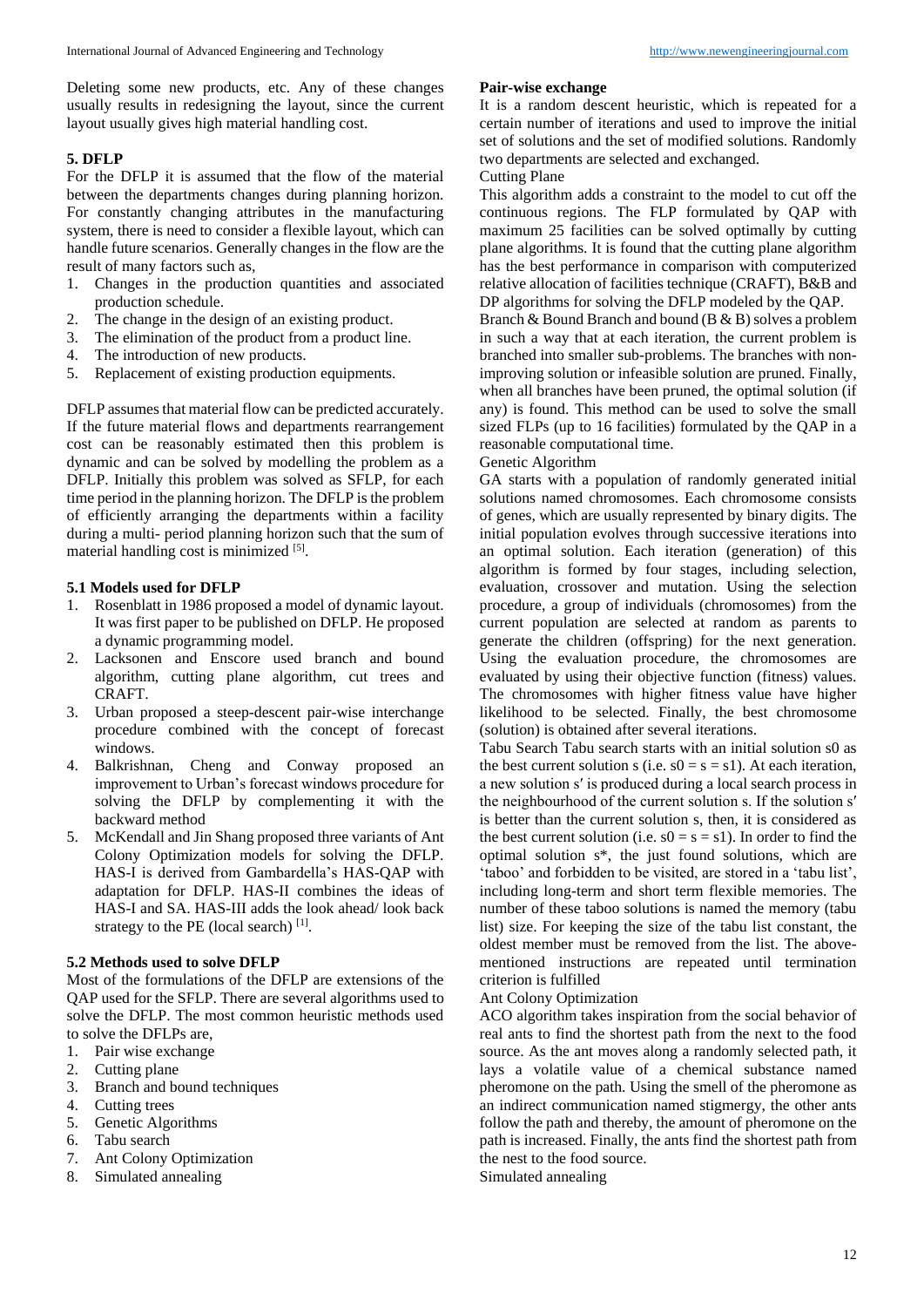Deleting some new products, etc. Any of these changes usually results in redesigning the layout, since the current layout usually gives high material handling cost.

## 5. DFLP

For the DFLP it is assumed that the flow of the material between the departments changes during planning horizon. For constantly changing attributes in the manufacturing system, there is need to consider a flexible layout, which can handle future scenarios. Generally changes in the flow are the result of many factors such as,

1. Changes in the production quantities and associated production schedule.
2. The change in the design of an existing product.
3. The elimination of the product from a product line.
4. The introduction of new products.
5. Replacement of existing production equipments.

DFLP assumes that material flow can be predicted accurately. If the future material flows and departments rearrangement cost can be reasonably estimated then this problem is dynamic and can be solved by modelling the problem as a DFLP. Initially this problem was solved as SFLP, for each time period in the planning horizon. The DFLP is the problem of efficiently arranging the departments within a facility during a multi- period planning horizon such that the sum of material handling cost is minimized [5].

### 5.1 Models used for DFLP

1. Rosenblatt in 1986 proposed a model of dynamic layout. It was first paper to be published on DFLP. He proposed a dynamic programming model.
2. Lacksonen and Enscore used branch and bound algorithm, cutting plane algorithm, cut trees and CRAFT.
3. Urban proposed a steep-descent pair-wise interchange procedure combined with the concept of forecast windows.
4. Balkrishnan, Cheng and Conway proposed an improvement to Urban's forecast windows procedure for solving the DFLP by complementing it with the backward method
5. McKendall and Jin Shang proposed three variants of Ant Colony Optimization models for solving the DFLP. HAS-I is derived from Gambardella's HAS-QAP with adaptation for DFLP. HAS-II combines the ideas of HAS-I and SA. HAS-III adds the look ahead/ look back strategy to the PE (local search) [1].

### 5.2 Methods used to solve DFLP

Most of the formulations of the DFLP are extensions of the QAP used for the SFLP. There are several algorithms used to solve the DFLP. The most common heuristic methods used to solve the DFLPs are,

1. Pair wise exchange
2. Cutting plane
3. Branch and bound techniques
4. Cutting trees
5. Genetic Algorithms
6. Tabu search
7. Ant Colony Optimization
8. Simulated annealing

**Pair-wise exchange**

It is a random descent heuristic, which is repeated for a certain number of iterations and used to improve the initial set of solutions and the set of modified solutions. Randomly two departments are selected and exchanged.

Cutting Plane

This algorithm adds a constraint to the model to cut off the continuous regions. The FLP formulated by QAP with maximum 25 facilities can be solved optimally by cutting plane algorithms. It is found that the cutting plane algorithm has the best performance in comparison with computerized relative allocation of facilities technique (CRAFT), B&B and DP algorithms for solving the DFLP modeled by the QAP.

Branch & Bound Branch and bound (B & B) solves a problem in such a way that at each iteration, the current problem is branched into smaller sub-problems. The branches with non-improving solution or infeasible solution are pruned. Finally, when all branches have been pruned, the optimal solution (if any) is found. This method can be used to solve the small sized FLPs (up to 16 facilities) formulated by the QAP in a reasonable computational time.

Genetic Algorithm

GA starts with a population of randomly generated initial solutions named chromosomes. Each chromosome consists of genes, which are usually represented by binary digits. The initial population evolves through successive iterations into an optimal solution. Each iteration (generation) of this algorithm is formed by four stages, including selection, evaluation, crossover and mutation. Using the selection procedure, a group of individuals (chromosomes) from the current population are selected at random as parents to generate the children (offspring) for the next generation. Using the evaluation procedure, the chromosomes are evaluated by using their objective function (fitness) values. The chromosomes with higher fitness value have higher likelihood to be selected. Finally, the best chromosome (solution) is obtained after several iterations.

Tabu Search Tabu search starts with an initial solution s0 as the best current solution s (i.e. s0 = s = s1). At each iteration, a new solution s′ is produced during a local search process in the neighbourhood of the current solution s. If the solution s′ is better than the current solution s, then, it is considered as the best current solution (i.e. s0 = s = s1). In order to find the optimal solution s*, the just found solutions, which are 'taboo' and forbidden to be visited, are stored in a 'tabu list', including long-term and short term flexible memories. The number of these taboo solutions is named the memory (tabu list) size. For keeping the size of the tabu list constant, the oldest member must be removed from the list. The above-mentioned instructions are repeated until termination criterion is fulfilled

Ant Colony Optimization

ACO algorithm takes inspiration from the social behavior of real ants to find the shortest path from the next to the food source. As the ant moves along a randomly selected path, it lays a volatile value of a chemical substance named pheromone on the path. Using the smell of the pheromone as an indirect communication named stigmergy, the other ants follow the path and thereby, the amount of pheromone on the path is increased. Finally, the ants find the shortest path from the nest to the food source.

Simulated annealing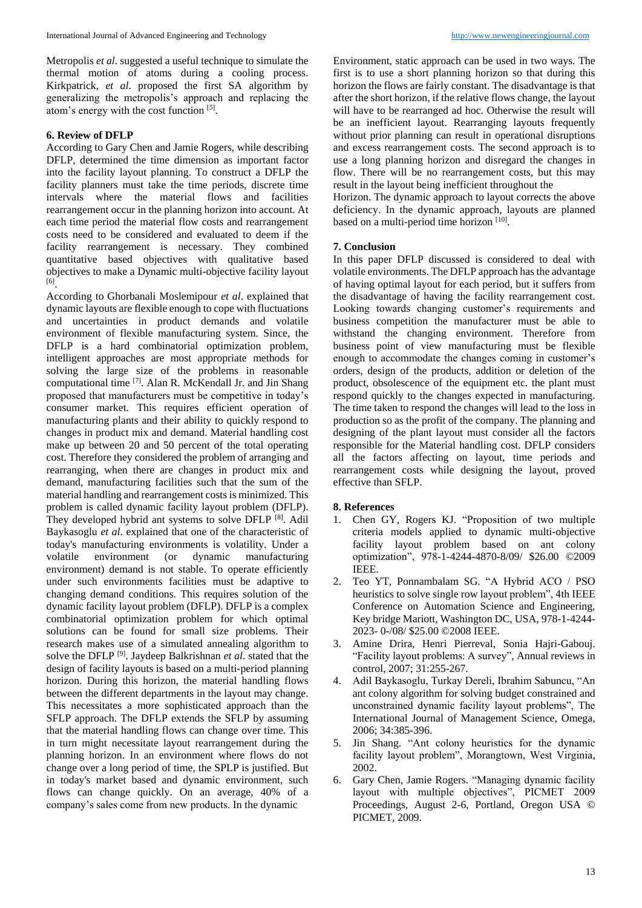Metropolis *et al*. suggested a useful technique to simulate the thermal motion of atoms during a cooling process. Kirkpatrick, *et al*. proposed the first SA algorithm by generalizing the metropolis's approach and replacing the atom's energy with the cost function [5].

## 6. Review of DFLP

According to Gary Chen and Jamie Rogers, while describing DFLP, determined the time dimension as important factor into the facility layout planning. To construct a DFLP the facility planners must take the time periods, discrete time intervals where the material flows and facilities rearrangement occur in the planning horizon into account. At each time period the material flow costs and rearrangement costs need to be considered and evaluated to deem if the facility rearrangement is necessary. They combined quantitative based objectives with qualitative based objectives to make a Dynamic multi-objective facility layout [6].

According to Ghorbanali Moslemipour *et al*. explained that dynamic layouts are flexible enough to cope with fluctuations and uncertainties in product demands and volatile environment of flexible manufacturing system. Since, the DFLP is a hard combinatorial optimization problem, intelligent approaches are most appropriate methods for solving the large size of the problems in reasonable computational time [7]. Alan R. McKendall Jr. and Jin Shang proposed that manufacturers must be competitive in today's consumer market. This requires efficient operation of manufacturing plants and their ability to quickly respond to changes in product mix and demand. Material handling cost make up between 20 and 50 percent of the total operating cost. Therefore they considered the problem of arranging and rearranging, when there are changes in product mix and demand, manufacturing facilities such that the sum of the material handling and rearrangement costs is minimized. This problem is called dynamic facility layout problem (DFLP). They developed hybrid ant systems to solve DFLP [8]. Adil Baykasoglu *et al*. explained that one of the characteristic of today's manufacturing environments is volatility. Under a volatile environment (or dynamic manufacturing environment) demand is not stable. To operate efficiently under such environments facilities must be adaptive to changing demand conditions. This requires solution of the dynamic facility layout problem (DFLP). DFLP is a complex combinatorial optimization problem for which optimal solutions can be found for small size problems. Their research makes use of a simulated annealing algorithm to solve the DFLP [9]. Jaydeep Balkrishnan *et al*. stated that the design of facility layouts is based on a multi-period planning horizon. During this horizon, the material handling flows between the different departments in the layout may change. This necessitates a more sophisticated approach than the SFLP approach. The DFLP extends the SFLP by assuming that the material handling flows can change over time. This in turn might necessitate layout rearrangement during the planning horizon. In an environment where flows do not change over a long period of time, the SPLP is justified. But in today's market based and dynamic environment, such flows can change quickly. On an average, 40% of a company's sales come from new products. In the dynamic Environment, static approach can be used in two ways. The first is to use a short planning horizon so that during this horizon the flows are fairly constant. The disadvantage is that after the short horizon, if the relative flows change, the layout will have to be rearranged ad hoc. Otherwise the result will be an inefficient layout. Rearranging layouts frequently without prior planning can result in operational disruptions and excess rearrangement costs. The second approach is to use a long planning horizon and disregard the changes in flow. There will be no rearrangement costs, but this may result in the layout being inefficient throughout the Horizon. The dynamic approach to layout corrects the above deficiency. In the dynamic approach, layouts are planned based on a multi-period time horizon [10].

## 7. Conclusion

In this paper DFLP discussed is considered to deal with volatile environments. The DFLP approach has the advantage of having optimal layout for each period, but it suffers from the disadvantage of having the facility rearrangement cost. Looking towards changing customer's requirements and business competition the manufacturer must be able to withstand the changing environment. Therefore from business point of view manufacturing must be flexible enough to accommodate the changes coming in customer's orders, design of the products, addition or deletion of the product, obsolescence of the equipment etc. the plant must respond quickly to the changes expected in manufacturing. The time taken to respond the changes will lead to the loss in production so as the profit of the company. The planning and designing of the plant layout must consider all the factors responsible for the Material handling cost. DFLP considers all the factors affecting on layout, time periods and rearrangement costs while designing the layout, proved effective than SFLP.

## 8. References

1. Chen GY, Rogers KJ. "Proposition of two multiple criteria models applied to dynamic multi-objective facility layout problem based on ant colony optimization", 978-1-4244-4870-8/09/ $26.00 ©2009 IEEE.
2. Teo YT, Ponnambalam SG. "A Hybrid ACO / PSO heuristics to solve single row layout problem", 4th IEEE Conference on Automation Science and Engineering, Key bridge Mariott, Washington DC, USA, 978-1-4244-2023- 0-/08/ $25.00 ©2008 IEEE.
3. Amine Drira, Henri Pierreval, Sonia Hajri-Gabouj. "Facility layout problems: A survey", Annual reviews in control, 2007; 31:255-267.
4. Adil Baykasoglu, Turkay Dereli, Ibrahim Sabuncu, "An ant colony algorithm for solving budget constrained and unconstrained dynamic facility layout problems", The International Journal of Management Science, Omega, 2006; 34:385-396.
5. Jin Shang. "Ant colony heuristics for the dynamic facility layout problem", Morangtown, West Virginia, 2002.
6. Gary Chen, Jamie Rogers. "Managing dynamic facility layout with multiple objectives", PICMET 2009 Proceedings, August 2-6, Portland, Oregon USA © PICMET, 2009.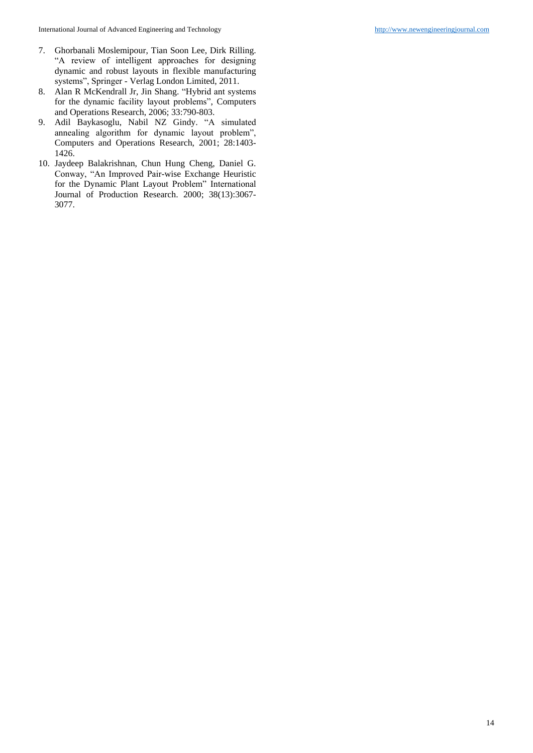7. Ghorbanali Moslemipour, Tian Soon Lee, Dirk Rilling. "A review of intelligent approaches for designing dynamic and robust layouts in flexible manufacturing systems", Springer - Verlag London Limited, 2011.
8. Alan R McKendrall Jr, Jin Shang. "Hybrid ant systems for the dynamic facility layout problems", Computers and Operations Research, 2006; 33:790-803.
9. Adil Baykasoglu, Nabil NZ Gindy. "A simulated annealing algorithm for dynamic layout problem", Computers and Operations Research, 2001; 28:1403-1426.
10. Jaydeep Balakrishnan, Chun Hung Cheng, Daniel G. Conway, "An Improved Pair-wise Exchange Heuristic for the Dynamic Plant Layout Problem" International Journal of Production Research. 2000; 38(13):3067-3077.